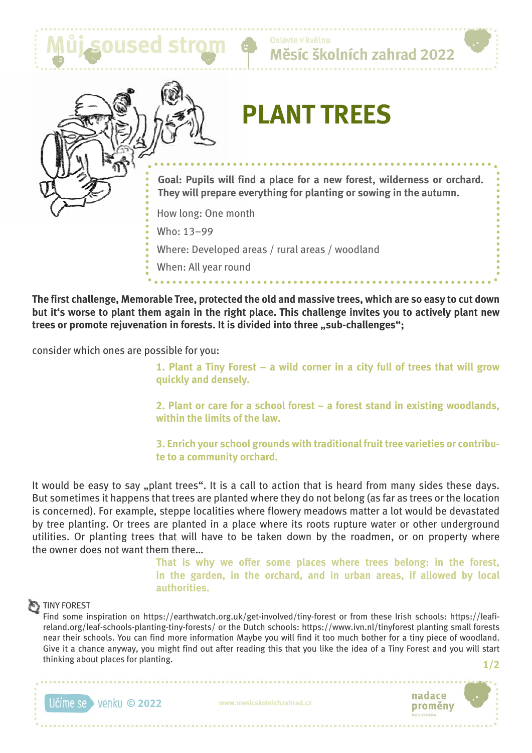# PLANT TREES

**Goal: Pupils will find a place for a new forest, wilderness or orchard. They will prepare everything for planting or sowing in the autumn.**

How long: One month

Who: 13–99

Where: Developed areas / rural areas / woodland

When: All year round

**The first challenge, Memorable Tree, protected the old and massive trees, which are so easy to cut down but it's worse to plant them again in the right place. This challenge invites you to actively plant new trees or promote rejuvenation in forests. It is divided into three „sub-challenges";**

consider which ones are possible for you:

**1. Plant a Tiny Forest – a wild corner in a city full of trees that will grow quickly and densely.**

**2. Plant or care for a school forest – a forest stand in existing woodlands, within the limits of the law.**

**3. Enrich your school grounds with traditional fruit tree varieties or contribute to a community orchard.**

It would be easy to say „plant trees". It is a call to action that is heard from many sides these days. But sometimes it happens that trees are planted where they do not belong (as far as trees or the location is concerned). For example, steppe localities where flowery meadows matter a lot would be devastated by tree planting. Or trees are planted in a place where its roots rupture water or other underground utilities. Or planting trees that will have to be taken down by the roadmen, or on property where the owner does not want them there...

**That is why we offer some places where trees belong: in the forest, in the garden, in the orchard, and in urban areas, if allowed by local authorities.**

TINY FOREST

Find some inspiration on https://earthwatch.org.uk/get-involved/tiny-forest or from these Irish schools: https://leafireland.org/leaf-schools-planting-tiny-forests/ or the Dutch schools: https://www.ivn.nl/tinyforest planting small forests near their schools. You can find more information Maybe you will find it too much bother for a tiny piece of woodland. Give it a chance anyway, you might find out after reading this that you like the idea of a Tiny Forest and you will start thinking about places for planting.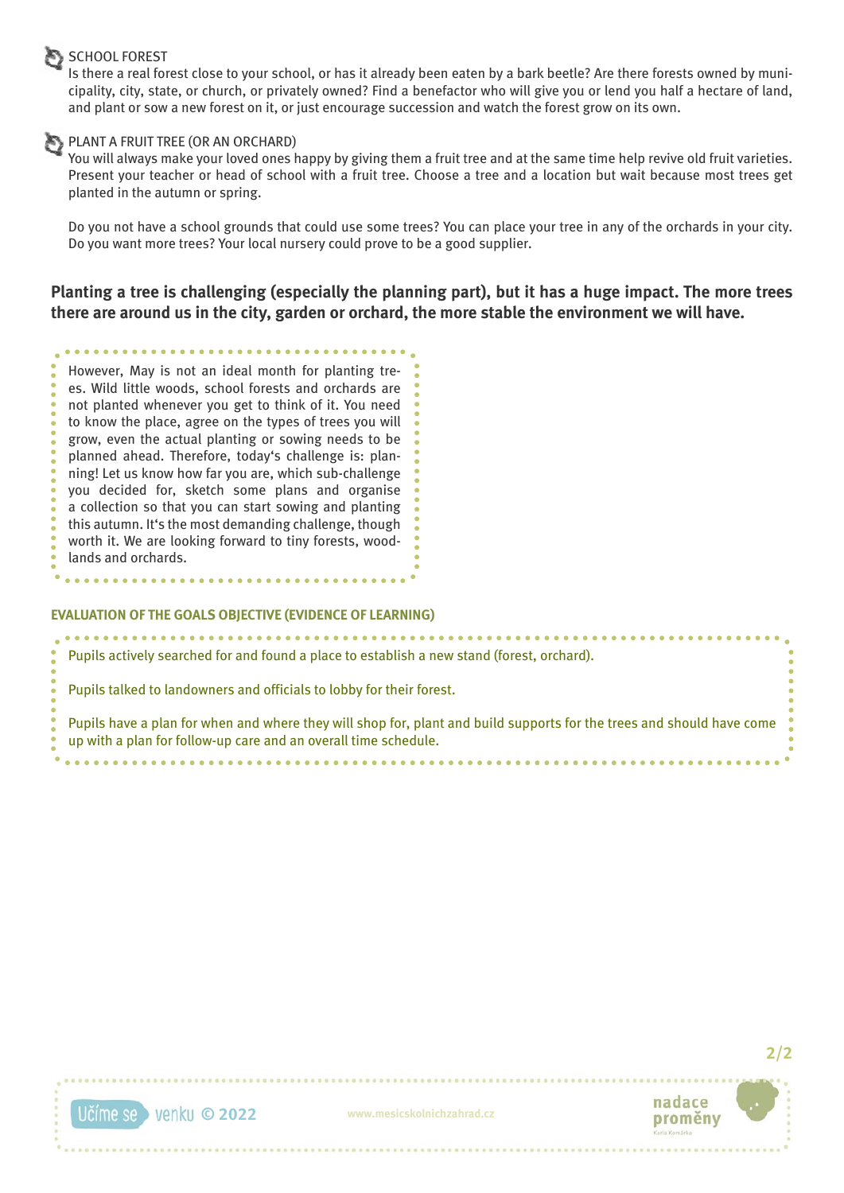### SCHOOL FOREST

Is there a real forest close to your school, or has it already been eaten by a bark beetle? Are there forests owned by municipality, city, state, or church, or privately owned? Find a benefactor who will give you or lend you half a hectare of land, and plant or sow a new forest on it, or just encourage succession and watch the forest grow on its own.

### PLANT A FRUIT TREE (OR AN ORCHARD)

You will always make your loved ones happy by giving them a fruit tree and at the same time help revive old fruit varieties. Present your teacher or head of school with a fruit tree. Choose a tree and a location but wait because most trees get planted in the autumn or spring.

Do you not have a school grounds that could use some trees? You can place your tree in any of the orchards in your city. Do you want more trees? Your local nursery could prove to be a good supplier.

**Planting a tree is challenging (especially the planning part), but it has a huge impact. The more trees there are around us in the city, garden or orchard, the more stable the environment we will have.**

However, May is not an ideal month for planting trees. Wild little woods, school forests and orchards are not planted whenever you get to think of it. You need to know the place, agree on the types of trees you will grow, even the actual planting or sowing needs to be planned ahead. Therefore, today's challenge is: planning! Let us know how far you are, which sub-challenge you decided for, sketch some plans and organise a collection so that you can start sowing and planting this autumn. It's the most demanding challenge, though worth it. We are looking forward to tiny forests, woodlands and orchards.

#### EVALUATION OF THE GOALS OBJECTIVE (EVIDENCE OF LEARNING)

Pupils actively searched for and found a place to establish a new stand (forest, orchard).

Pupils talked to landowners and officials to lobby for their forest.

Pupils have a plan for when and where they will shop for, plant and build supports for the trees and should have come up with a plan for follow-up care and an overall time schedule.